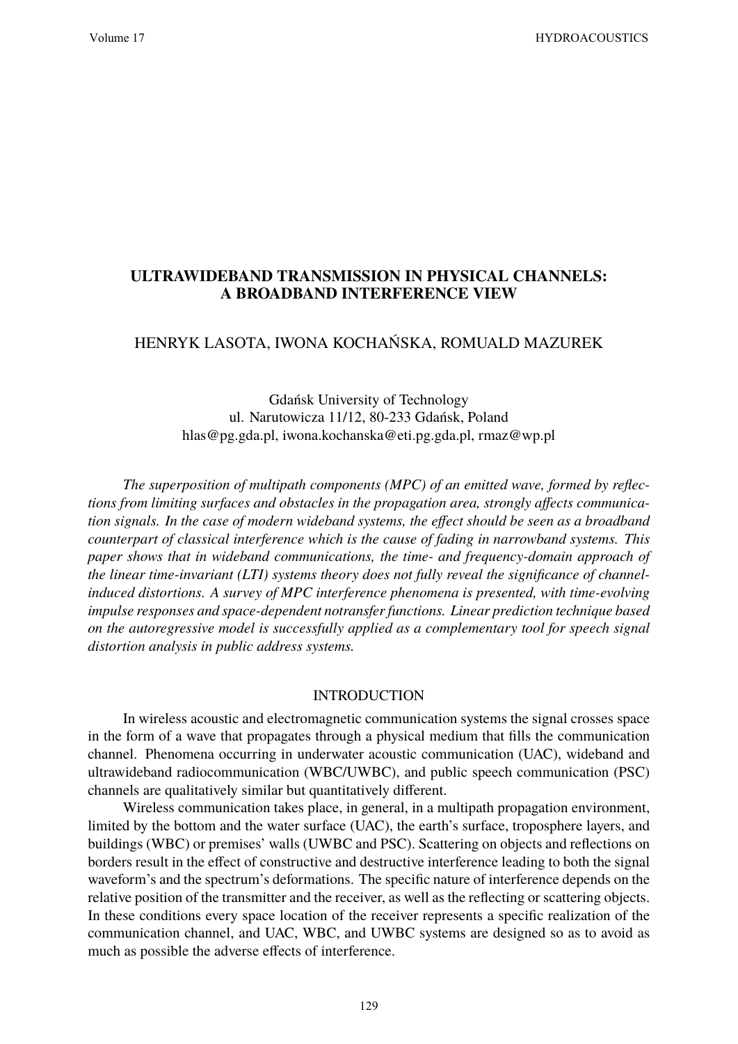# ULTRAWIDEBAND TRANSMISSION IN PHYSICAL CHANNELS: A BROADBAND INTERFERENCE VIEW

HENRYK LASOTA, IWONA KOCHAŃSKA, ROMUALD MAZUREK

Gdańsk University of Technology
ul. Narutowicza 11/12, 80-233 Gdańsk, Poland
hlas@pg.gda.pl, iwona.kochanska@eti.pg.gda.pl, rmaz@wp.pl

*The superposition of multipath components (MPC) of an emitted wave, formed by reflections from limiting surfaces and obstacles in the propagation area, strongly affects communication signals. In the case of modern wideband systems, the effect should be seen as a broadband counterpart of classical interference which is the cause of fading in narrowband systems. This paper shows that in wideband communications, the time- and frequency-domain approach of the linear time-invariant (LTI) systems theory does not fully reveal the significance of channel-induced distortions. A survey of MPC interference phenomena is presented, with time-evolving impulse responses and space-dependent notransfer functions. Linear prediction technique based on the autoregressive model is successfully applied as a complementary tool for speech signal distortion analysis in public address systems.*

## INTRODUCTION

In wireless acoustic and electromagnetic communication systems the signal crosses space in the form of a wave that propagates through a physical medium that fills the communication channel. Phenomena occurring in underwater acoustic communication (UAC), wideband and ultrawideband radiocommunication (WBC/UWBC), and public speech communication (PSC) channels are qualitatively similar but quantitatively different.

Wireless communication takes place, in general, in a multipath propagation environment, limited by the bottom and the water surface (UAC), the earth's surface, troposphere layers, and buildings (WBC) or premises' walls (UWBC and PSC). Scattering on objects and reflections on borders result in the effect of constructive and destructive interference leading to both the signal waveform's and the spectrum's deformations. The specific nature of interference depends on the relative position of the transmitter and the receiver, as well as the reflecting or scattering objects. In these conditions every space location of the receiver represents a specific realization of the communication channel, and UAC, WBC, and UWBC systems are designed so as to avoid as much as possible the adverse effects of interference.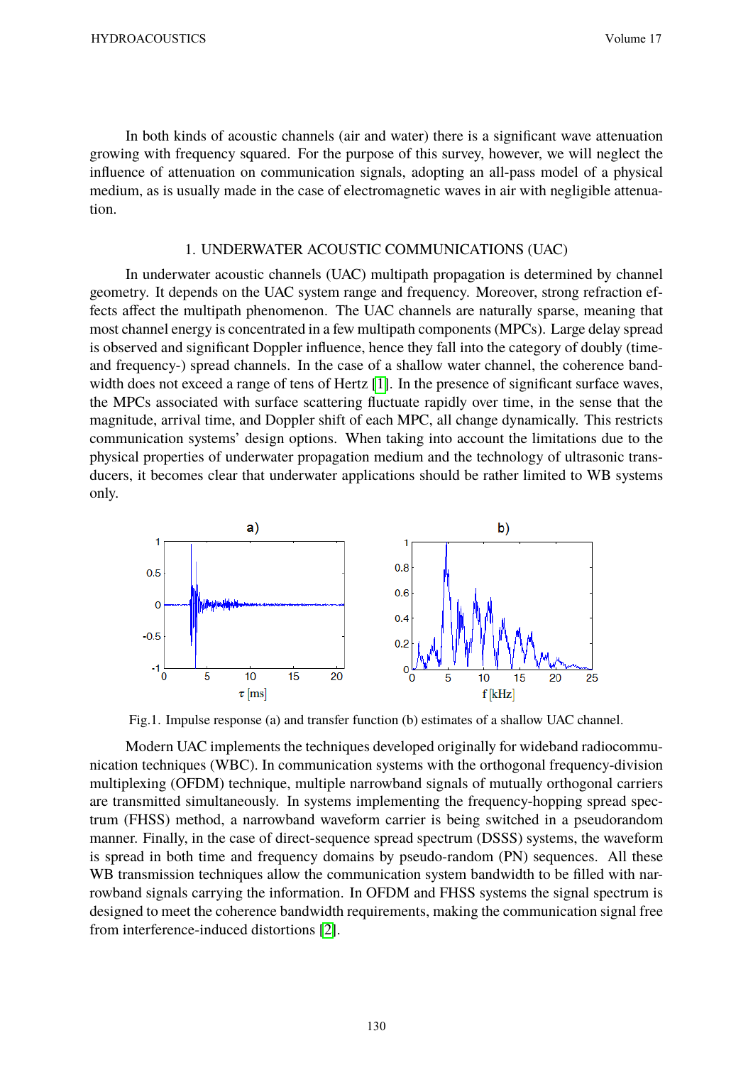In both kinds of acoustic channels (air and water) there is a significant wave attenuation growing with frequency squared. For the purpose of this survey, however, we will neglect the influence of attenuation on communication signals, adopting an all-pass model of a physical medium, as is usually made in the case of electromagnetic waves in air with negligible attenuation.

## 1. UNDERWATER ACOUSTIC COMMUNICATIONS (UAC)

In underwater acoustic channels (UAC) multipath propagation is determined by channel geometry. It depends on the UAC system range and frequency. Moreover, strong refraction effects affect the multipath phenomenon. The UAC channels are naturally sparse, meaning that most channel energy is concentrated in a few multipath components (MPCs). Large delay spread is observed and significant Doppler influence, hence they fall into the category of doubly (time- and frequency-) spread channels. In the case of a shallow water channel, the coherence bandwidth does not exceed a range of tens of Hertz [1]. In the presence of significant surface waves, the MPCs associated with surface scattering fluctuate rapidly over time, in the sense that the magnitude, arrival time, and Doppler shift of each MPC, all change dynamically. This restricts communication systems' design options. When taking into account the limitations due to the physical properties of underwater propagation medium and the technology of ultrasonic transducers, it becomes clear that underwater applications should be rather limited to WB systems only.

Fig.1. Impulse response (a) and transfer function (b) estimates of a shallow UAC channel.

Modern UAC implements the techniques developed originally for wideband radiocommunication techniques (WBC). In communication systems with the orthogonal frequency-division multiplexing (OFDM) technique, multiple narrowband signals of mutually orthogonal carriers are transmitted simultaneously. In systems implementing the frequency-hopping spread spectrum (FHSS) method, a narrowband waveform carrier is being switched in a pseudorandom manner. Finally, in the case of direct-sequence spread spectrum (DSSS) systems, the waveform is spread in both time and frequency domains by pseudo-random (PN) sequences. All these WB transmission techniques allow the communication system bandwidth to be filled with narrowband signals carrying the information. In OFDM and FHSS systems the signal spectrum is designed to meet the coherence bandwidth requirements, making the communication signal free from interference-induced distortions [2].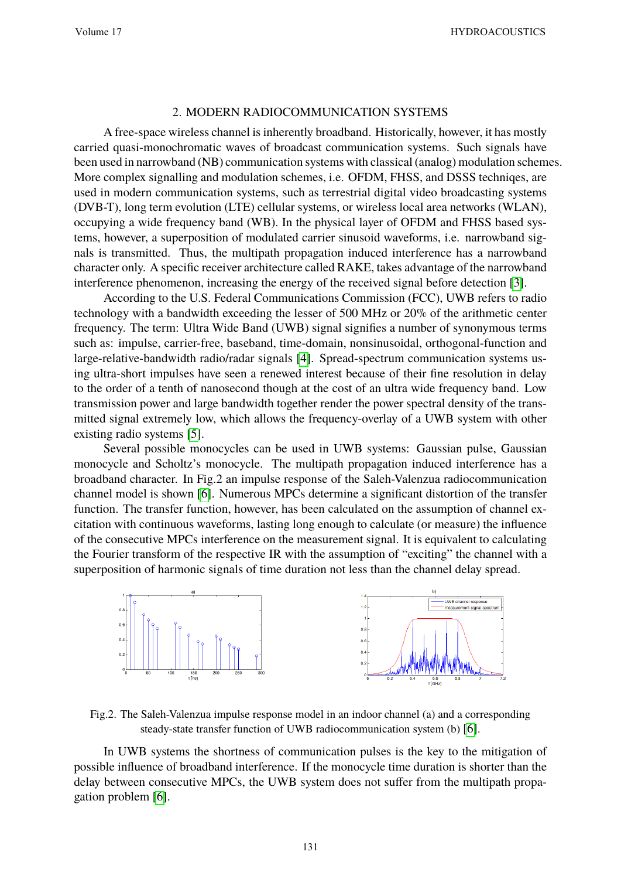## 2. MODERN RADIOCOMMUNICATION SYSTEMS

A free-space wireless channel is inherently broadband. Historically, however, it has mostly carried quasi-monochromatic waves of broadcast communication systems. Such signals have been used in narrowband (NB) communication systems with classical (analog) modulation schemes. More complex signalling and modulation schemes, i.e. OFDM, FHSS, and DSSS techniqes, are used in modern communication systems, such as terrestrial digital video broadcasting systems (DVB-T), long term evolution (LTE) cellular systems, or wireless local area networks (WLAN), occupying a wide frequency band (WB). In the physical layer of OFDM and FHSS based systems, however, a superposition of modulated carrier sinusoid waveforms, i.e. narrowband signals is transmitted. Thus, the multipath propagation induced interference has a narrowband character only. A specific receiver architecture called RAKE, takes advantage of the narrowband interference phenomenon, increasing the energy of the received signal before detection [3].

According to the U.S. Federal Communications Commission (FCC), UWB refers to radio technology with a bandwidth exceeding the lesser of 500 MHz or 20% of the arithmetic center frequency. The term: Ultra Wide Band (UWB) signal signifies a number of synonymous terms such as: impulse, carrier-free, baseband, time-domain, nonsinusoidal, orthogonal-function and large-relative-bandwidth radio/radar signals [4]. Spread-spectrum communication systems using ultra-short impulses have seen a renewed interest because of their fine resolution in delay to the order of a tenth of nanosecond though at the cost of an ultra wide frequency band. Low transmission power and large bandwidth together render the power spectral density of the transmitted signal extremely low, which allows the frequency-overlay of a UWB system with other existing radio systems [5].

Several possible monocycles can be used in UWB systems: Gaussian pulse, Gaussian monocycle and Scholtz's monocycle. The multipath propagation induced interference has a broadband character. In Fig.2 an impulse response of the Saleh-Valenzua radiocommunication channel model is shown [6]. Numerous MPCs determine a significant distortion of the transfer function. The transfer function, however, has been calculated on the assumption of channel excitation with continuous waveforms, lasting long enough to calculate (or measure) the influence of the consecutive MPCs interference on the measurement signal. It is equivalent to calculating the Fourier transform of the respective IR with the assumption of "exciting" the channel with a superposition of harmonic signals of time duration not less than the channel delay spread.

Fig.2. The Saleh-Valenzua impulse response model in an indoor channel (a) and a corresponding steady-state transfer function of UWB radiocommunication system (b) [6].

In UWB systems the shortness of communication pulses is the key to the mitigation of possible influence of broadband interference. If the monocycle time duration is shorter than the delay between consecutive MPCs, the UWB system does not suffer from the multipath propagation problem [6].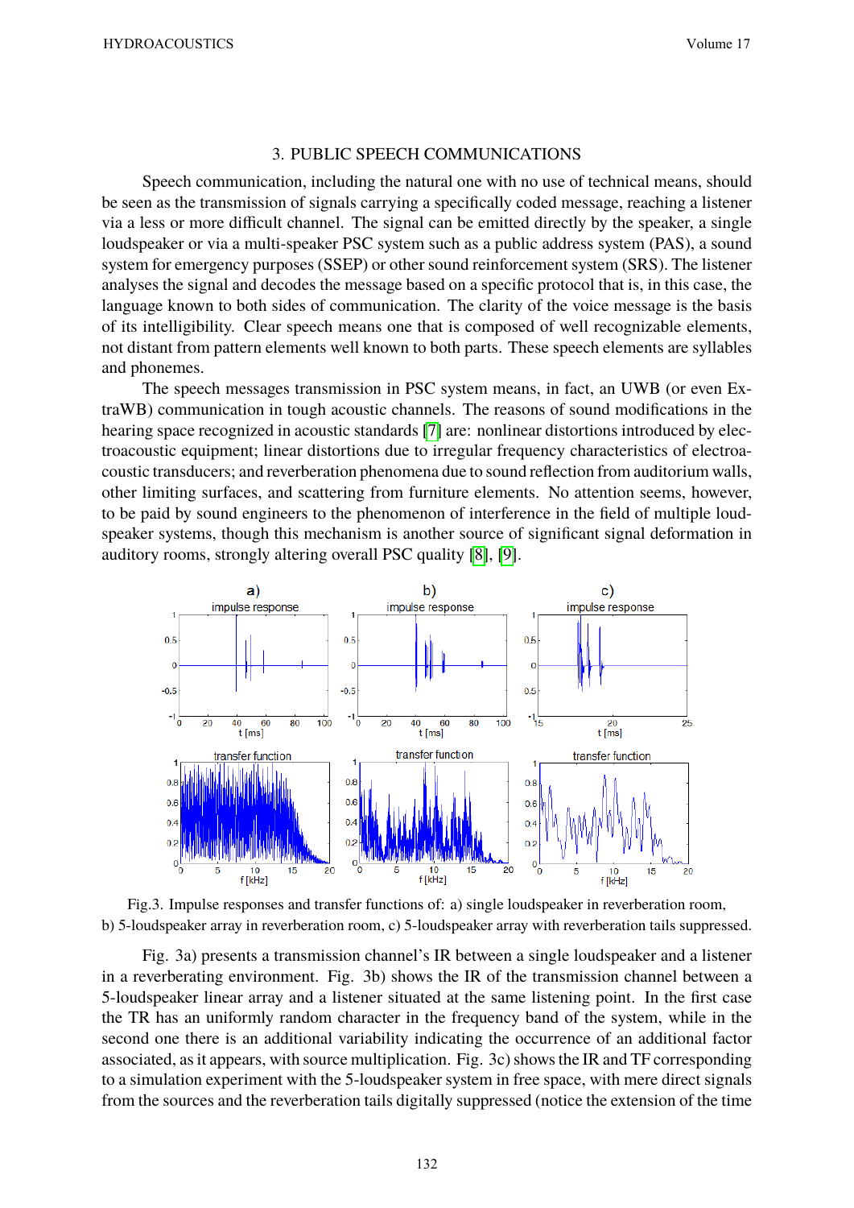## 3. PUBLIC SPEECH COMMUNICATIONS

Speech communication, including the natural one with no use of technical means, should be seen as the transmission of signals carrying a specifically coded message, reaching a listener via a less or more difficult channel. The signal can be emitted directly by the speaker, a single loudspeaker or via a multi-speaker PSC system such as a public address system (PAS), a sound system for emergency purposes (SSEP) or other sound reinforcement system (SRS). The listener analyses the signal and decodes the message based on a specific protocol that is, in this case, the language known to both sides of communication. The clarity of the voice message is the basis of its intelligibility. Clear speech means one that is composed of well recognizable elements, not distant from pattern elements well known to both parts. These speech elements are syllables and phonemes.

The speech messages transmission in PSC system means, in fact, an UWB (or even ExtraWB) communication in tough acoustic channels. The reasons of sound modifications in the hearing space recognized in acoustic standards [7] are: nonlinear distortions introduced by electroacoustic equipment; linear distortions due to irregular frequency characteristics of electroacoustic transducers; and reverberation phenomena due to sound reflection from auditorium walls, other limiting surfaces, and scattering from furniture elements. No attention seems, however, to be paid by sound engineers to the phenomenon of interference in the field of multiple loudspeaker systems, though this mechanism is another source of significant signal deformation in auditory rooms, strongly altering overall PSC quality [8], [9].

Fig.3. Impulse responses and transfer functions of: a) single loudspeaker in reverberation room, b) 5-loudspeaker array in reverberation room, c) 5-loudspeaker array with reverberation tails suppressed.

Fig. 3a) presents a transmission channel's IR between a single loudspeaker and a listener in a reverberating environment. Fig. 3b) shows the IR of the transmission channel between a 5-loudspeaker linear array and a listener situated at the same listening point. In the first case the TR has an uniformly random character in the frequency band of the system, while in the second one there is an additional variability indicating the occurrence of an additional factor associated, as it appears, with source multiplication. Fig. 3c) shows the IR and TF corresponding to a simulation experiment with the 5-loudspeaker system in free space, with mere direct signals from the sources and the reverberation tails digitally suppressed (notice the extension of the time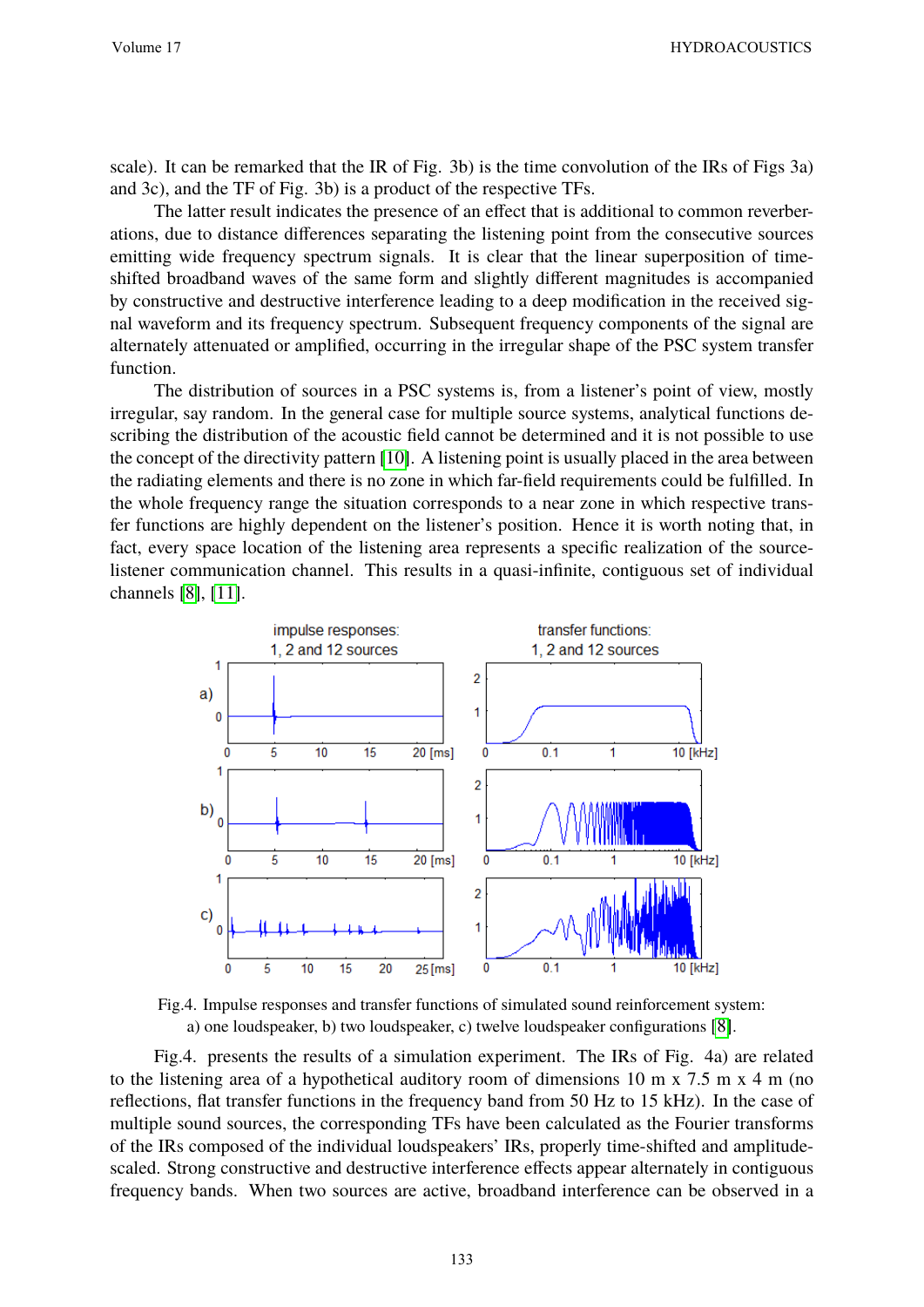scale). It can be remarked that the IR of Fig. 3b) is the time convolution of the IRs of Figs 3a) and 3c), and the TF of Fig. 3b) is a product of the respective TFs.

The latter result indicates the presence of an effect that is additional to common reverberations, due to distance differences separating the listening point from the consecutive sources emitting wide frequency spectrum signals. It is clear that the linear superposition of time-shifted broadband waves of the same form and slightly different magnitudes is accompanied by constructive and destructive interference leading to a deep modification in the received signal waveform and its frequency spectrum. Subsequent frequency components of the signal are alternately attenuated or amplified, occurring in the irregular shape of the PSC system transfer function.

The distribution of sources in a PSC systems is, from a listener's point of view, mostly irregular, say random. In the general case for multiple source systems, analytical functions describing the distribution of the acoustic field cannot be determined and it is not possible to use the concept of the directivity pattern [10]. A listening point is usually placed in the area between the radiating elements and there is no zone in which far-field requirements could be fulfilled. In the whole frequency range the situation corresponds to a near zone in which respective transfer functions are highly dependent on the listener's position. Hence it is worth noting that, in fact, every space location of the listening area represents a specific realization of the source-listener communication channel. This results in a quasi-infinite, contiguous set of individual channels [8], [11].

Fig.4. Impulse responses and transfer functions of simulated sound reinforcement system: a) one loudspeaker, b) two loudspeaker, c) twelve loudspeaker configurations [8].

Fig.4. presents the results of a simulation experiment. The IRs of Fig. 4a) are related to the listening area of a hypothetical auditory room of dimensions 10 m x 7.5 m x 4 m (no reflections, flat transfer functions in the frequency band from 50 Hz to 15 kHz). In the case of multiple sound sources, the corresponding TFs have been calculated as the Fourier transforms of the IRs composed of the individual loudspeakers' IRs, properly time-shifted and amplitude-scaled. Strong constructive and destructive interference effects appear alternately in contiguous frequency bands. When two sources are active, broadband interference can be observed in a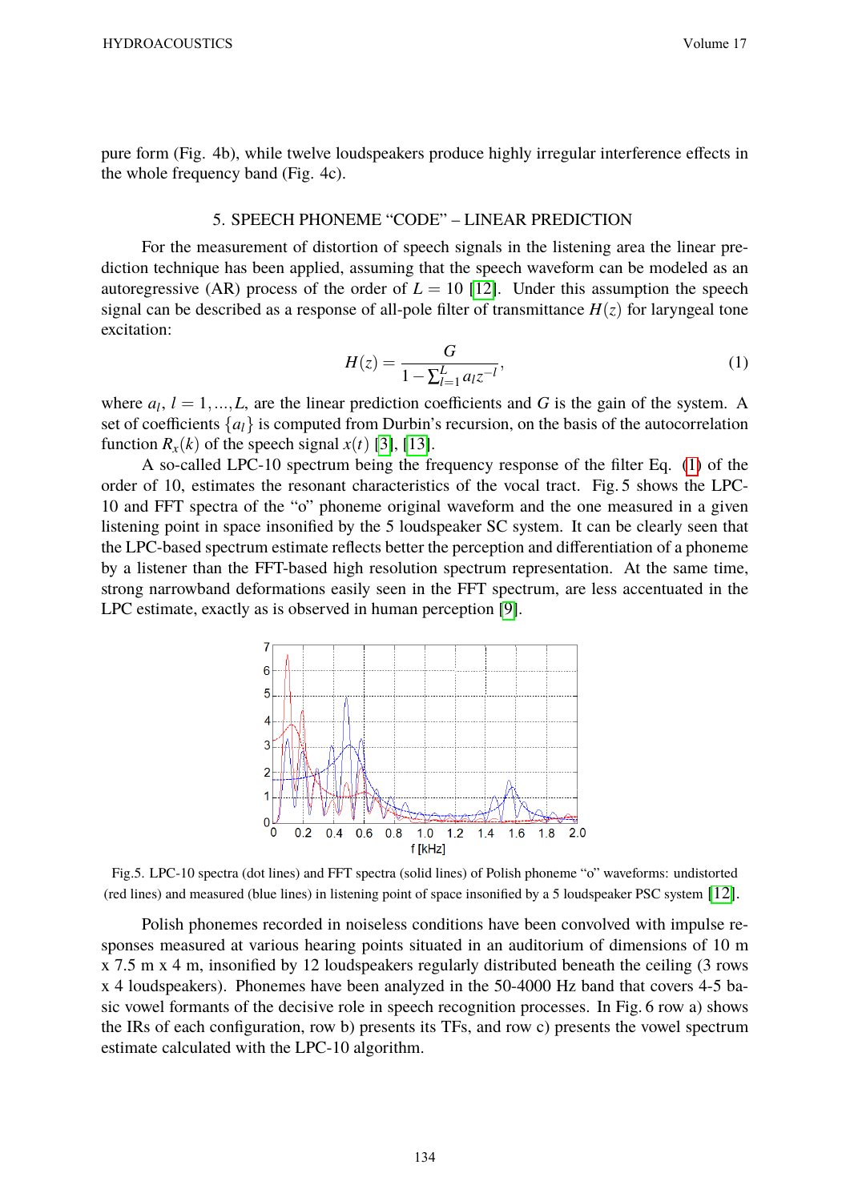pure form (Fig. 4b), while twelve loudspeakers produce highly irregular interference effects in the whole frequency band (Fig. 4c).

## 5. SPEECH PHONEME "CODE" – LINEAR PREDICTION

For the measurement of distortion of speech signals in the listening area the linear prediction technique has been applied, assuming that the speech waveform can be modeled as an autoregressive (AR) process of the order of $L = 10$ [12]. Under this assumption the speech signal can be described as a response of all-pole filter of transmittance $H(z)$ for laryngeal tone excitation:

$$H(z) = \frac{G}{1 - \sum_{l=1}^{L} a_l z^{-l}}, \tag{1}$$

where $a_l$, $l = 1, ..., L$, are the linear prediction coefficients and $G$ is the gain of the system. A set of coefficients $\{a_l\}$ is computed from Durbin's recursion, on the basis of the autocorrelation function $R_x(k)$ of the speech signal $x(t)$ [3], [13].

A so-called LPC-10 spectrum being the frequency response of the filter Eq. (1) of the order of 10, estimates the resonant characteristics of the vocal tract. Fig. 5 shows the LPC-10 and FFT spectra of the "o" phoneme original waveform and the one measured in a given listening point in space insonified by the 5 loudspeaker SC system. It can be clearly seen that the LPC-based spectrum estimate reflects better the perception and differentiation of a phoneme by a listener than the FFT-based high resolution spectrum representation. At the same time, strong narrowband deformations easily seen in the FFT spectrum, are less accentuated in the LPC estimate, exactly as is observed in human perception [9].

Fig.5. LPC-10 spectra (dot lines) and FFT spectra (solid lines) of Polish phoneme "o" waveforms: undistorted (red lines) and measured (blue lines) in listening point of space insonified by a 5 loudspeaker PSC system [12].

Polish phonemes recorded in noiseless conditions have been convolved with impulse responses measured at various hearing points situated in an auditorium of dimensions of 10 m x 7.5 m x 4 m, insonified by 12 loudspeakers regularly distributed beneath the ceiling (3 rows x 4 loudspeakers). Phonemes have been analyzed in the 50-4000 Hz band that covers 4-5 basic vowel formants of the decisive role in speech recognition processes. In Fig. 6 row a) shows the IRs of each configuration, row b) presents its TFs, and row c) presents the vowel spectrum estimate calculated with the LPC-10 algorithm.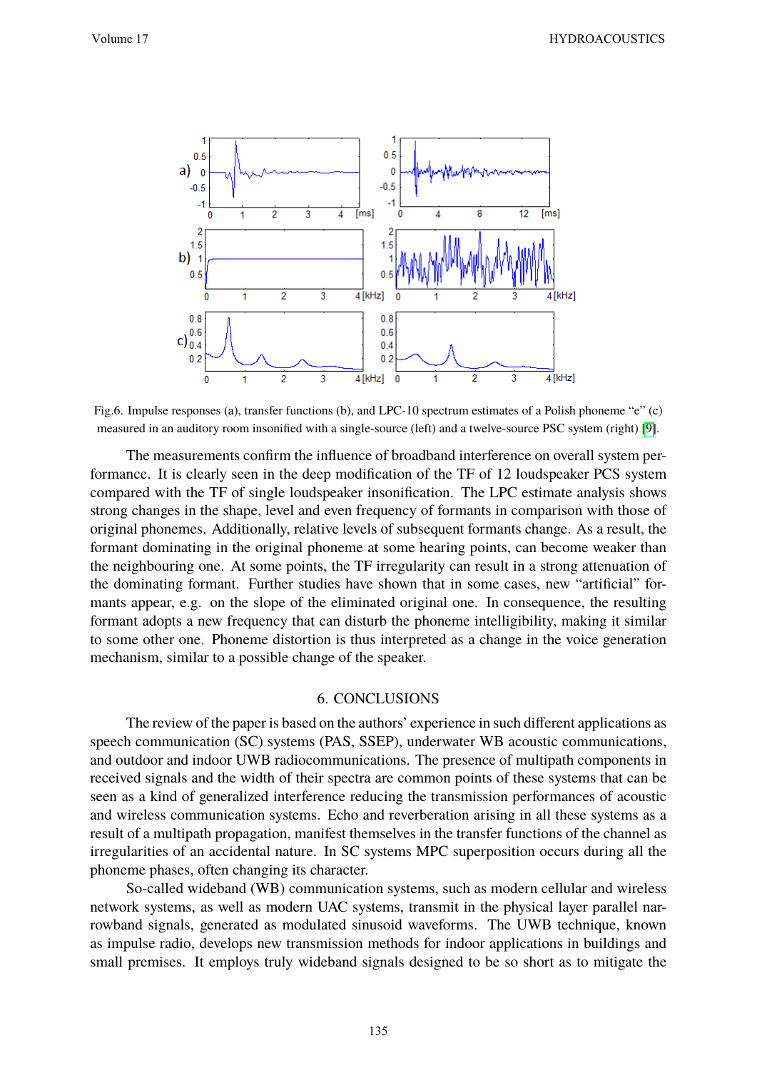Fig.6. Impulse responses (a), transfer functions (b), and LPC-10 spectrum estimates of a Polish phoneme "e" (c) measured in an auditory room insonified with a single-source (left) and a twelve-source PSC system (right) [9].

The measurements confirm the influence of broadband interference on overall system performance. It is clearly seen in the deep modification of the TF of 12 loudspeaker PCS system compared with the TF of single loudspeaker insonification. The LPC estimate analysis shows strong changes in the shape, level and even frequency of formants in comparison with those of original phonemes. Additionally, relative levels of subsequent formants change. As a result, the formant dominating in the original phoneme at some hearing points, can become weaker than the neighbouring one. At some points, the TF irregularity can result in a strong attenuation of the dominating formant. Further studies have shown that in some cases, new "artificial" formants appear, e.g. on the slope of the eliminated original one. In consequence, the resulting formant adopts a new frequency that can disturb the phoneme intelligibility, making it similar to some other one. Phoneme distortion is thus interpreted as a change in the voice generation mechanism, similar to a possible change of the speaker.

## 6. CONCLUSIONS

The review of the paper is based on the authors' experience in such different applications as speech communication (SC) systems (PAS, SSEP), underwater WB acoustic communications, and outdoor and indoor UWB radiocommunications. The presence of multipath components in received signals and the width of their spectra are common points of these systems that can be seen as a kind of generalized interference reducing the transmission performances of acoustic and wireless communication systems. Echo and reverberation arising in all these systems as a result of a multipath propagation, manifest themselves in the transfer functions of the channel as irregularities of an accidental nature. In SC systems MPC superposition occurs during all the phoneme phases, often changing its character.

So-called wideband (WB) communication systems, such as modern cellular and wireless network systems, as well as modern UAC systems, transmit in the physical layer parallel narrowband signals, generated as modulated sinusoid waveforms. The UWB technique, known as impulse radio, develops new transmission methods for indoor applications in buildings and small premises. It employs truly wideband signals designed to be so short as to mitigate the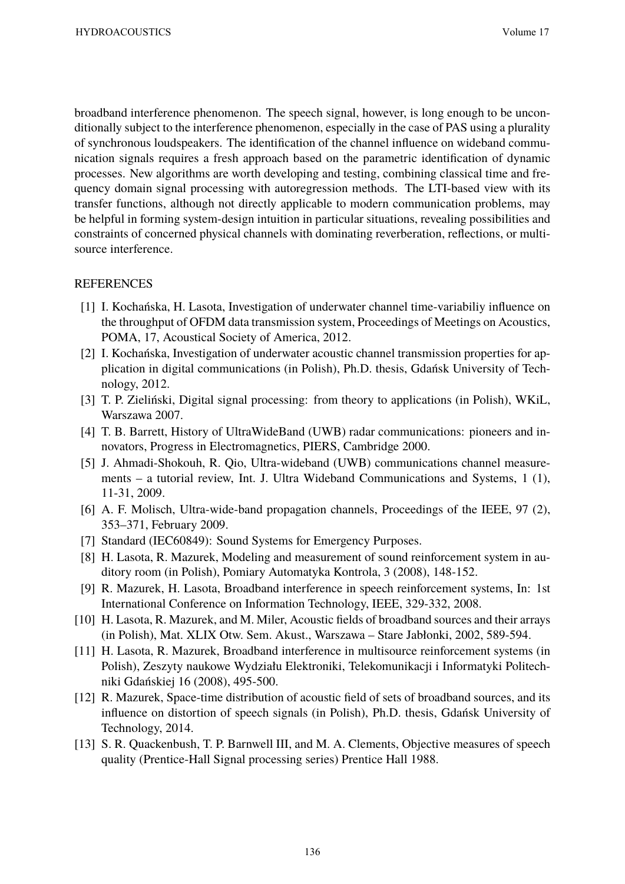broadband interference phenomenon. The speech signal, however, is long enough to be unconditionally subject to the interference phenomenon, especially in the case of PAS using a plurality of synchronous loudspeakers. The identification of the channel influence on wideband communication signals requires a fresh approach based on the parametric identification of dynamic processes. New algorithms are worth developing and testing, combining classical time and frequency domain signal processing with autoregression methods. The LTI-based view with its transfer functions, although not directly applicable to modern communication problems, may be helpful in forming system-design intuition in particular situations, revealing possibilities and constraints of concerned physical channels with dominating reverberation, reflections, or multisource interference.

## REFERENCES

[1] I. Kochańska, H. Lasota, Investigation of underwater channel time-variabiliy influence on the throughput of OFDM data transmission system, Proceedings of Meetings on Acoustics, POMA, 17, Acoustical Society of America, 2012.

[2] I. Kochańska, Investigation of underwater acoustic channel transmission properties for application in digital communications (in Polish), Ph.D. thesis, Gdańsk University of Technology, 2012.

[3] T. P. Zieliński, Digital signal processing: from theory to applications (in Polish), WKiL, Warszawa 2007.

[4] T. B. Barrett, History of UltraWideBand (UWB) radar communications: pioneers and innovators, Progress in Electromagnetics, PIERS, Cambridge 2000.

[5] J. Ahmadi-Shokouh, R. Qio, Ultra-wideband (UWB) communications channel measurements – a tutorial review, Int. J. Ultra Wideband Communications and Systems, 1 (1), 11-31, 2009.

[6] A. F. Molisch, Ultra-wide-band propagation channels, Proceedings of the IEEE, 97 (2), 353–371, February 2009.

[7] Standard (IEC60849): Sound Systems for Emergency Purposes.

[8] H. Lasota, R. Mazurek, Modeling and measurement of sound reinforcement system in auditory room (in Polish), Pomiary Automatyka Kontrola, 3 (2008), 148-152.

[9] R. Mazurek, H. Lasota, Broadband interference in speech reinforcement systems, In: 1st International Conference on Information Technology, IEEE, 329-332, 2008.

[10] H. Lasota, R. Mazurek, and M. Miler, Acoustic fields of broadband sources and their arrays (in Polish), Mat. XLIX Otw. Sem. Akust., Warszawa – Stare Jabłonki, 2002, 589-594.

[11] H. Lasota, R. Mazurek, Broadband interference in multisource reinforcement systems (in Polish), Zeszyty naukowe Wydziału Elektroniki, Telekomunikacji i Informatyki Politechniki Gdańskiej 16 (2008), 495-500.

[12] R. Mazurek, Space-time distribution of acoustic field of sets of broadband sources, and its influence on distortion of speech signals (in Polish), Ph.D. thesis, Gdańsk University of Technology, 2014.

[13] S. R. Quackenbush, T. P. Barnwell III, and M. A. Clements, Objective measures of speech quality (Prentice-Hall Signal processing series) Prentice Hall 1988.